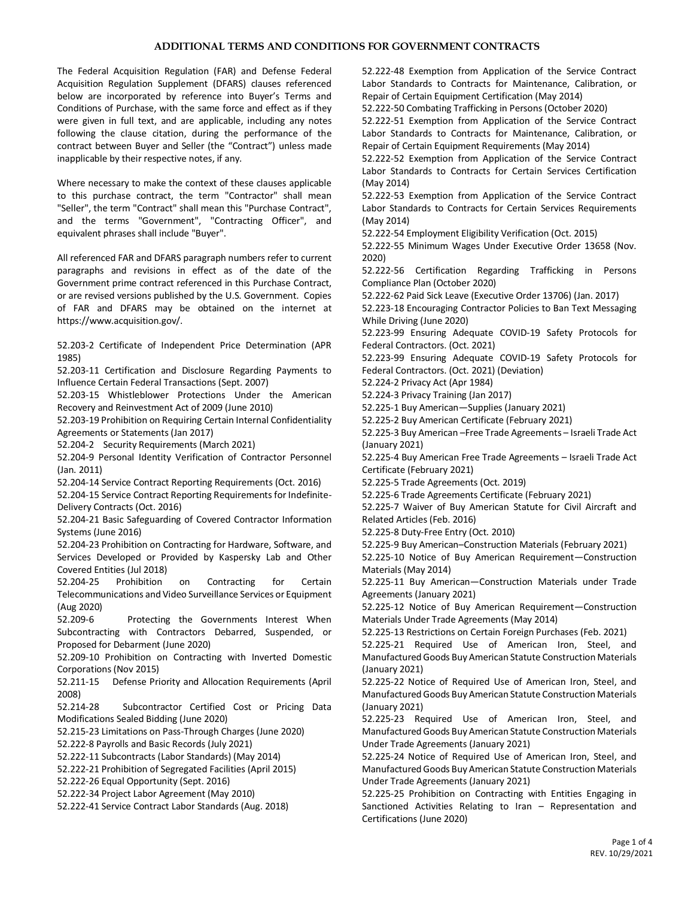# ADDITIONAL TERMS AND CONDITIONS FOR GOVERNMENT CONTRACTS

The Federal Acquisition Regulation (FAR) and Defense Federal Acquisition Regulation Supplement (DFARS) clauses referenced below are incorporated by reference into Buyer's Terms and Conditions of Purchase, with the same force and effect as if they were given in full text, and are applicable, including any notes following the clause citation, during the performance of the contract between Buyer and Seller (the "Contract") unless made inapplicable by their respective notes, if any.

Where necessary to make the context of these clauses applicable to this purchase contract, the term "Contractor" shall mean "Seller", the term "Contract" shall mean this "Purchase Contract", and the terms "Government", "Contracting Officer", and equivalent phrases shall include "Buyer".

All referenced FAR and DFARS paragraph numbers refer to current paragraphs and revisions in effect as of the date of the Government prime contract referenced in this Purchase Contract, or are revised versions published by the U.S. Government. Copies of FAR and DFARS may be obtained on the internet at https://www.acquisition.gov/.

52.203-2 Certificate of Independent Price Determination (APR 1985)
52.203-11 Certification and Disclosure Regarding Payments to Influence Certain Federal Transactions (Sept. 2007)
52.203-15 Whistleblower Protections Under the American Recovery and Reinvestment Act of 2009 (June 2010)
52.203-19 Prohibition on Requiring Certain Internal Confidentiality Agreements or Statements (Jan 2017)
52.204-2 Security Requirements (March 2021)
52.204-9 Personal Identity Verification of Contractor Personnel (Jan. 2011)
52.204-14 Service Contract Reporting Requirements (Oct. 2016)
52.204-15 Service Contract Reporting Requirements for Indefinite-Delivery Contracts (Oct. 2016)
52.204-21 Basic Safeguarding of Covered Contractor Information Systems (June 2016)
52.204-23 Prohibition on Contracting for Hardware, Software, and Services Developed or Provided by Kaspersky Lab and Other Covered Entities (Jul 2018)
52.204-25 Prohibition on Contracting for Certain Telecommunications and Video Surveillance Services or Equipment (Aug 2020)
52.209-6 Protecting the Governments Interest When Subcontracting with Contractors Debarred, Suspended, or Proposed for Debarment (June 2020)
52.209-10 Prohibition on Contracting with Inverted Domestic Corporations (Nov 2015)
52.211-15 Defense Priority and Allocation Requirements (April 2008)
52.214-28 Subcontractor Certified Cost or Pricing Data Modifications Sealed Bidding (June 2020)
52.215-23 Limitations on Pass-Through Charges (June 2020)
52.222-8 Payrolls and Basic Records (July 2021)
52.222-11 Subcontracts (Labor Standards) (May 2014)
52.222-21 Prohibition of Segregated Facilities (April 2015)
52.222-26 Equal Opportunity (Sept. 2016)
52.222-34 Project Labor Agreement (May 2010)
52.222-41 Service Contract Labor Standards (Aug. 2018)
52.222-48 Exemption from Application of the Service Contract Labor Standards to Contracts for Maintenance, Calibration, or Repair of Certain Equipment Certification (May 2014)
52.222-50 Combating Trafficking in Persons (October 2020)
52.222-51 Exemption from Application of the Service Contract Labor Standards to Contracts for Maintenance, Calibration, or Repair of Certain Equipment Requirements (May 2014)
52.222-52 Exemption from Application of the Service Contract Labor Standards to Contracts for Certain Services Certification (May 2014)
52.222-53 Exemption from Application of the Service Contract Labor Standards to Contracts for Certain Services Requirements (May 2014)
52.222-54 Employment Eligibility Verification (Oct. 2015)
52.222-55 Minimum Wages Under Executive Order 13658 (Nov. 2020)
52.222-56 Certification Regarding Trafficking in Persons Compliance Plan (October 2020)
52.222-62 Paid Sick Leave (Executive Order 13706) (Jan. 2017)
52.223-18 Encouraging Contractor Policies to Ban Text Messaging While Driving (June 2020)
52.223-99 Ensuring Adequate COVID-19 Safety Protocols for Federal Contractors. (Oct. 2021)
52.223-99 Ensuring Adequate COVID-19 Safety Protocols for Federal Contractors. (Oct. 2021) (Deviation)
52.224-2 Privacy Act (Apr 1984)
52.224-3 Privacy Training (Jan 2017)
52.225-1 Buy American—Supplies (January 2021)
52.225-2 Buy American Certificate (February 2021)
52.225-3 Buy American –Free Trade Agreements – Israeli Trade Act (January 2021)
52.225-4 Buy American Free Trade Agreements – Israeli Trade Act Certificate (February 2021)
52.225-5 Trade Agreements (Oct. 2019)
52.225-6 Trade Agreements Certificate (February 2021)
52.225-7 Waiver of Buy American Statute for Civil Aircraft and Related Articles (Feb. 2016)
52.225-8 Duty-Free Entry (Oct. 2010)
52.225-9 Buy American–Construction Materials (February 2021)
52.225-10 Notice of Buy American Requirement—Construction Materials (May 2014)
52.225-11 Buy American—Construction Materials under Trade Agreements (January 2021)
52.225-12 Notice of Buy American Requirement—Construction Materials Under Trade Agreements (May 2014)
52.225-13 Restrictions on Certain Foreign Purchases (Feb. 2021)
52.225-21 Required Use of American Iron, Steel, and Manufactured Goods Buy American Statute Construction Materials (January 2021)
52.225-22 Notice of Required Use of American Iron, Steel, and Manufactured Goods Buy American Statute Construction Materials (January 2021)
52.225-23 Required Use of American Iron, Steel, and Manufactured Goods Buy American Statute Construction Materials Under Trade Agreements (January 2021)
52.225-24 Notice of Required Use of American Iron, Steel, and Manufactured Goods Buy American Statute Construction Materials Under Trade Agreements (January 2021)
52.225-25 Prohibition on Contracting with Entities Engaging in Sanctioned Activities Relating to Iran – Representation and Certifications (June 2020)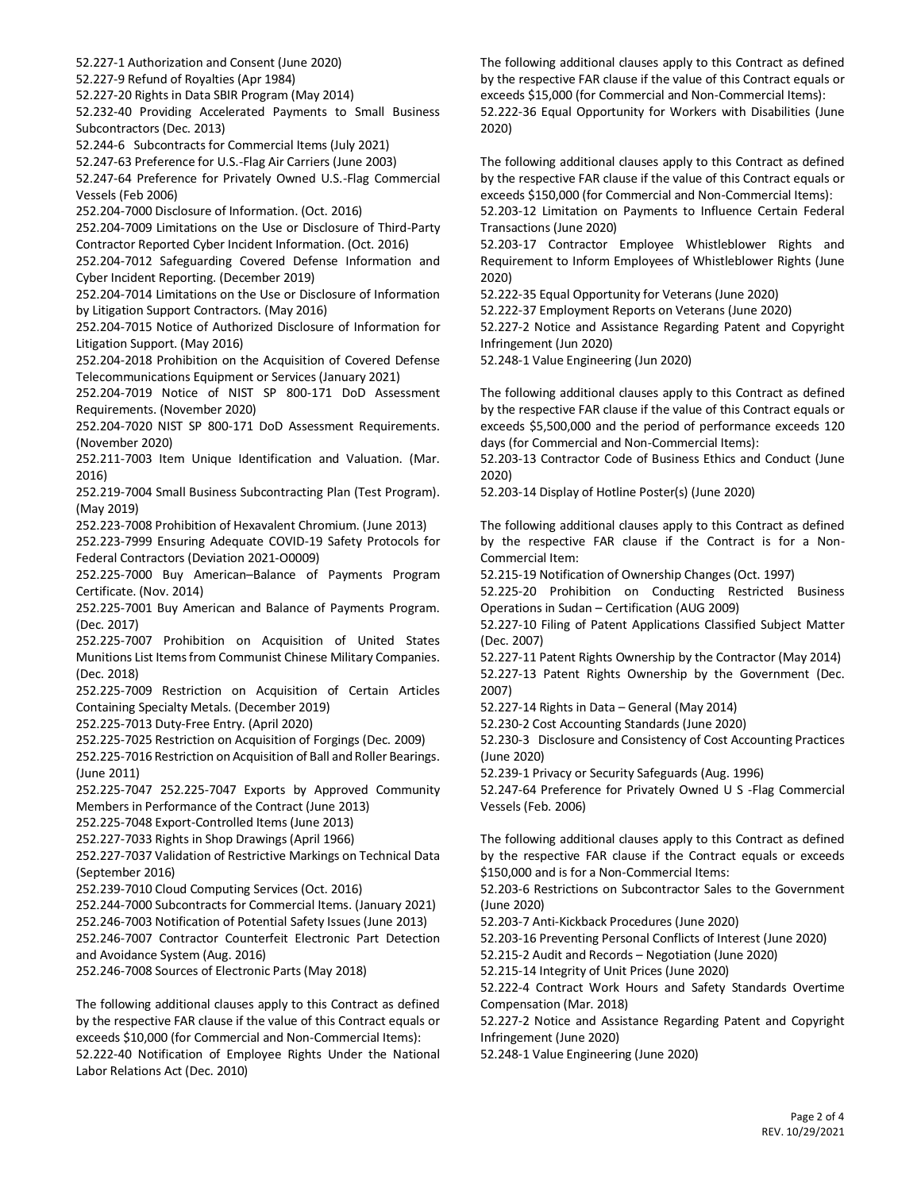52.227-1 Authorization and Consent (June 2020)
52.227-9 Refund of Royalties (Apr 1984)
52.227-20 Rights in Data SBIR Program (May 2014)
52.232-40 Providing Accelerated Payments to Small Business Subcontractors (Dec. 2013)
52.244-6 Subcontracts for Commercial Items (July 2021)
52.247-63 Preference for U.S.-Flag Air Carriers (June 2003)
52.247-64 Preference for Privately Owned U.S.-Flag Commercial Vessels (Feb 2006)
252.204-7000 Disclosure of Information. (Oct. 2016)
252.204-7009 Limitations on the Use or Disclosure of Third-Party Contractor Reported Cyber Incident Information. (Oct. 2016)
252.204-7012 Safeguarding Covered Defense Information and Cyber Incident Reporting. (December 2019)
252.204-7014 Limitations on the Use or Disclosure of Information by Litigation Support Contractors. (May 2016)
252.204-7015 Notice of Authorized Disclosure of Information for Litigation Support. (May 2016)
252.204-2018 Prohibition on the Acquisition of Covered Defense Telecommunications Equipment or Services (January 2021)
252.204-7019 Notice of NIST SP 800-171 DoD Assessment Requirements. (November 2020)
252.204-7020 NIST SP 800-171 DoD Assessment Requirements. (November 2020)
252.211-7003 Item Unique Identification and Valuation. (Mar. 2016)
252.219-7004 Small Business Subcontracting Plan (Test Program). (May 2019)
252.223-7008 Prohibition of Hexavalent Chromium. (June 2013)
252.223-7999 Ensuring Adequate COVID-19 Safety Protocols for Federal Contractors (Deviation 2021-O0009)
252.225-7000 Buy American–Balance of Payments Program Certificate. (Nov. 2014)
252.225-7001 Buy American and Balance of Payments Program. (Dec. 2017)
252.225-7007 Prohibition on Acquisition of United States Munitions List Items from Communist Chinese Military Companies. (Dec. 2018)
252.225-7009 Restriction on Acquisition of Certain Articles Containing Specialty Metals. (December 2019)
252.225-7013 Duty-Free Entry. (April 2020)
252.225-7025 Restriction on Acquisition of Forgings (Dec. 2009)
252.225-7016 Restriction on Acquisition of Ball and Roller Bearings. (June 2011)
252.225-7047 252.225-7047 Exports by Approved Community Members in Performance of the Contract (June 2013)
252.225-7048 Export-Controlled Items (June 2013)
252.227-7033 Rights in Shop Drawings (April 1966)
252.227-7037 Validation of Restrictive Markings on Technical Data (September 2016)
252.239-7010 Cloud Computing Services (Oct. 2016)
252.244-7000 Subcontracts for Commercial Items. (January 2021)
252.246-7003 Notification of Potential Safety Issues (June 2013)
252.246-7007 Contractor Counterfeit Electronic Part Detection and Avoidance System (Aug. 2016)
252.246-7008 Sources of Electronic Parts (May 2018)

The following additional clauses apply to this Contract as defined by the respective FAR clause if the value of this Contract equals or exceeds $10,000 (for Commercial and Non-Commercial Items):
52.222-40 Notification of Employee Rights Under the National Labor Relations Act (Dec. 2010)

The following additional clauses apply to this Contract as defined by the respective FAR clause if the value of this Contract equals or exceeds $15,000 (for Commercial and Non-Commercial Items):
52.222-36 Equal Opportunity for Workers with Disabilities (June 2020)

The following additional clauses apply to this Contract as defined by the respective FAR clause if the value of this Contract equals or exceeds $150,000 (for Commercial and Non-Commercial Items):
52.203-12 Limitation on Payments to Influence Certain Federal Transactions (June 2020)
52.203-17 Contractor Employee Whistleblower Rights and Requirement to Inform Employees of Whistleblower Rights (June 2020)
52.222-35 Equal Opportunity for Veterans (June 2020)
52.222-37 Employment Reports on Veterans (June 2020)
52.227-2 Notice and Assistance Regarding Patent and Copyright Infringement (Jun 2020)
52.248-1 Value Engineering (Jun 2020)

The following additional clauses apply to this Contract as defined by the respective FAR clause if the value of this Contract equals or exceeds $5,500,000 and the period of performance exceeds 120 days (for Commercial and Non-Commercial Items):
52.203-13 Contractor Code of Business Ethics and Conduct (June 2020)
52.203-14 Display of Hotline Poster(s) (June 2020)

The following additional clauses apply to this Contract as defined by the respective FAR clause if the Contract is for a Non-Commercial Item:
52.215-19 Notification of Ownership Changes (Oct. 1997)
52.225-20 Prohibition on Conducting Restricted Business Operations in Sudan – Certification (AUG 2009)
52.227-10 Filing of Patent Applications Classified Subject Matter (Dec. 2007)
52.227-11 Patent Rights Ownership by the Contractor (May 2014)
52.227-13 Patent Rights Ownership by the Government (Dec. 2007)
52.227-14 Rights in Data – General (May 2014)
52.230-2 Cost Accounting Standards (June 2020)
52.230-3 Disclosure and Consistency of Cost Accounting Practices (June 2020)
52.239-1 Privacy or Security Safeguards (Aug. 1996)
52.247-64 Preference for Privately Owned U S -Flag Commercial Vessels (Feb. 2006)

The following additional clauses apply to this Contract as defined by the respective FAR clause if the Contract equals or exceeds $150,000 and is for a Non-Commercial Items:
52.203-6 Restrictions on Subcontractor Sales to the Government (June 2020)
52.203-7 Anti-Kickback Procedures (June 2020)
52.203-16 Preventing Personal Conflicts of Interest (June 2020)
52.215-2 Audit and Records – Negotiation (June 2020)
52.215-14 Integrity of Unit Prices (June 2020)
52.222-4 Contract Work Hours and Safety Standards Overtime Compensation (Mar. 2018)
52.227-2 Notice and Assistance Regarding Patent and Copyright Infringement (June 2020)
52.248-1 Value Engineering (June 2020)

REV. 10/29/2021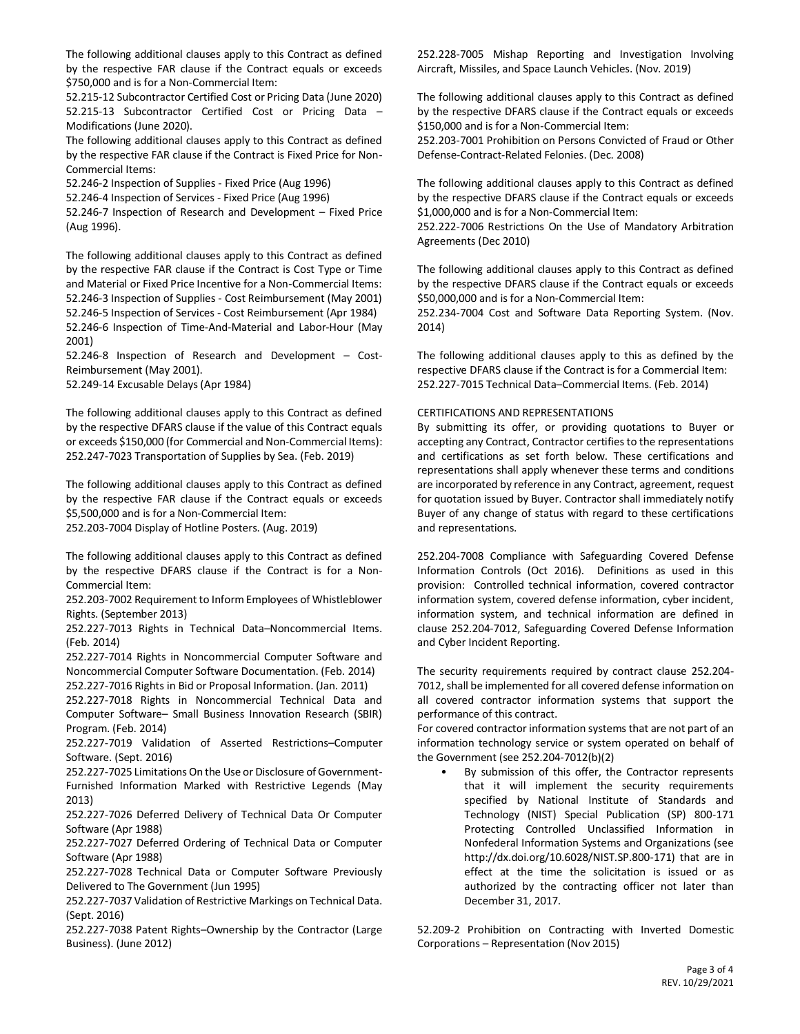The following additional clauses apply to this Contract as defined by the respective FAR clause if the Contract equals or exceeds $750,000 and is for a Non-Commercial Item:

52.215-12 Subcontractor Certified Cost or Pricing Data (June 2020)

52.215-13 Subcontractor Certified Cost or Pricing Data – Modifications (June 2020).

The following additional clauses apply to this Contract as defined by the respective FAR clause if the Contract is Fixed Price for Non-Commercial Items:

52.246-2 Inspection of Supplies - Fixed Price (Aug 1996)

52.246-4 Inspection of Services - Fixed Price (Aug 1996)

52.246-7 Inspection of Research and Development – Fixed Price (Aug 1996).

The following additional clauses apply to this Contract as defined by the respective FAR clause if the Contract is Cost Type or Time and Material or Fixed Price Incentive for a Non-Commercial Items:

52.246-3 Inspection of Supplies - Cost Reimbursement (May 2001)

52.246-5 Inspection of Services - Cost Reimbursement (Apr 1984)

52.246-6 Inspection of Time-And-Material and Labor-Hour (May 2001)

52.246-8 Inspection of Research and Development – Cost-Reimbursement (May 2001).

52.249-14 Excusable Delays (Apr 1984)

The following additional clauses apply to this Contract as defined by the respective DFARS clause if the value of this Contract equals or exceeds $150,000 (for Commercial and Non-Commercial Items):

252.247-7023 Transportation of Supplies by Sea. (Feb. 2019)

The following additional clauses apply to this Contract as defined by the respective FAR clause if the Contract equals or exceeds $5,500,000 and is for a Non-Commercial Item:

252.203-7004 Display of Hotline Posters. (Aug. 2019)

The following additional clauses apply to this Contract as defined by the respective DFARS clause if the Contract is for a Non-Commercial Item:

252.203-7002 Requirement to Inform Employees of Whistleblower Rights. (September 2013)

252.227-7013 Rights in Technical Data–Noncommercial Items. (Feb. 2014)

252.227-7014 Rights in Noncommercial Computer Software and Noncommercial Computer Software Documentation. (Feb. 2014)

252.227-7016 Rights in Bid or Proposal Information. (Jan. 2011)

252.227-7018 Rights in Noncommercial Technical Data and Computer Software– Small Business Innovation Research (SBIR) Program. (Feb. 2014)

252.227-7019 Validation of Asserted Restrictions–Computer Software. (Sept. 2016)

252.227-7025 Limitations On the Use or Disclosure of Government-Furnished Information Marked with Restrictive Legends (May 2013)

252.227-7026 Deferred Delivery of Technical Data Or Computer Software (Apr 1988)

252.227-7027 Deferred Ordering of Technical Data or Computer Software (Apr 1988)

252.227-7028 Technical Data or Computer Software Previously Delivered to The Government (Jun 1995)

252.227-7037 Validation of Restrictive Markings on Technical Data. (Sept. 2016)

252.227-7038 Patent Rights–Ownership by the Contractor (Large Business). (June 2012)

252.228-7005 Mishap Reporting and Investigation Involving Aircraft, Missiles, and Space Launch Vehicles. (Nov. 2019)

The following additional clauses apply to this Contract as defined by the respective DFARS clause if the Contract equals or exceeds $150,000 and is for a Non-Commercial Item:

252.203-7001 Prohibition on Persons Convicted of Fraud or Other Defense-Contract-Related Felonies. (Dec. 2008)

The following additional clauses apply to this Contract as defined by the respective DFARS clause if the Contract equals or exceeds $1,000,000 and is for a Non-Commercial Item:

252.222-7006 Restrictions On the Use of Mandatory Arbitration Agreements (Dec 2010)

The following additional clauses apply to this Contract as defined by the respective DFARS clause if the Contract equals or exceeds $50,000,000 and is for a Non-Commercial Item:

252.234-7004 Cost and Software Data Reporting System. (Nov. 2014)

The following additional clauses apply to this as defined by the respective DFARS clause if the Contract is for a Commercial Item:

252.227-7015 Technical Data–Commercial Items. (Feb. 2014)

CERTIFICATIONS AND REPRESENTATIONS

By submitting its offer, or providing quotations to Buyer or accepting any Contract, Contractor certifies to the representations and certifications as set forth below. These certifications and representations shall apply whenever these terms and conditions are incorporated by reference in any Contract, agreement, request for quotation issued by Buyer. Contractor shall immediately notify Buyer of any change of status with regard to these certifications and representations.

252.204-7008 Compliance with Safeguarding Covered Defense Information Controls (Oct 2016). Definitions as used in this provision: Controlled technical information, covered contractor information system, covered defense information, cyber incident, information system, and technical information are defined in clause 252.204-7012, Safeguarding Covered Defense Information and Cyber Incident Reporting.

The security requirements required by contract clause 252.204-7012, shall be implemented for all covered defense information on all covered contractor information systems that support the performance of this contract.

For covered contractor information systems that are not part of an information technology service or system operated on behalf of the Government (see 252.204-7012(b)(2)

- By submission of this offer, the Contractor represents that it will implement the security requirements specified by National Institute of Standards and Technology (NIST) Special Publication (SP) 800-171 Protecting Controlled Unclassified Information in Nonfederal Information Systems and Organizations (see http://dx.doi.org/10.6028/NIST.SP.800-171) that are in effect at the time the solicitation is issued or as authorized by the contracting officer not later than December 31, 2017.

52.209-2 Prohibition on Contracting with Inverted Domestic Corporations – Representation (Nov 2015)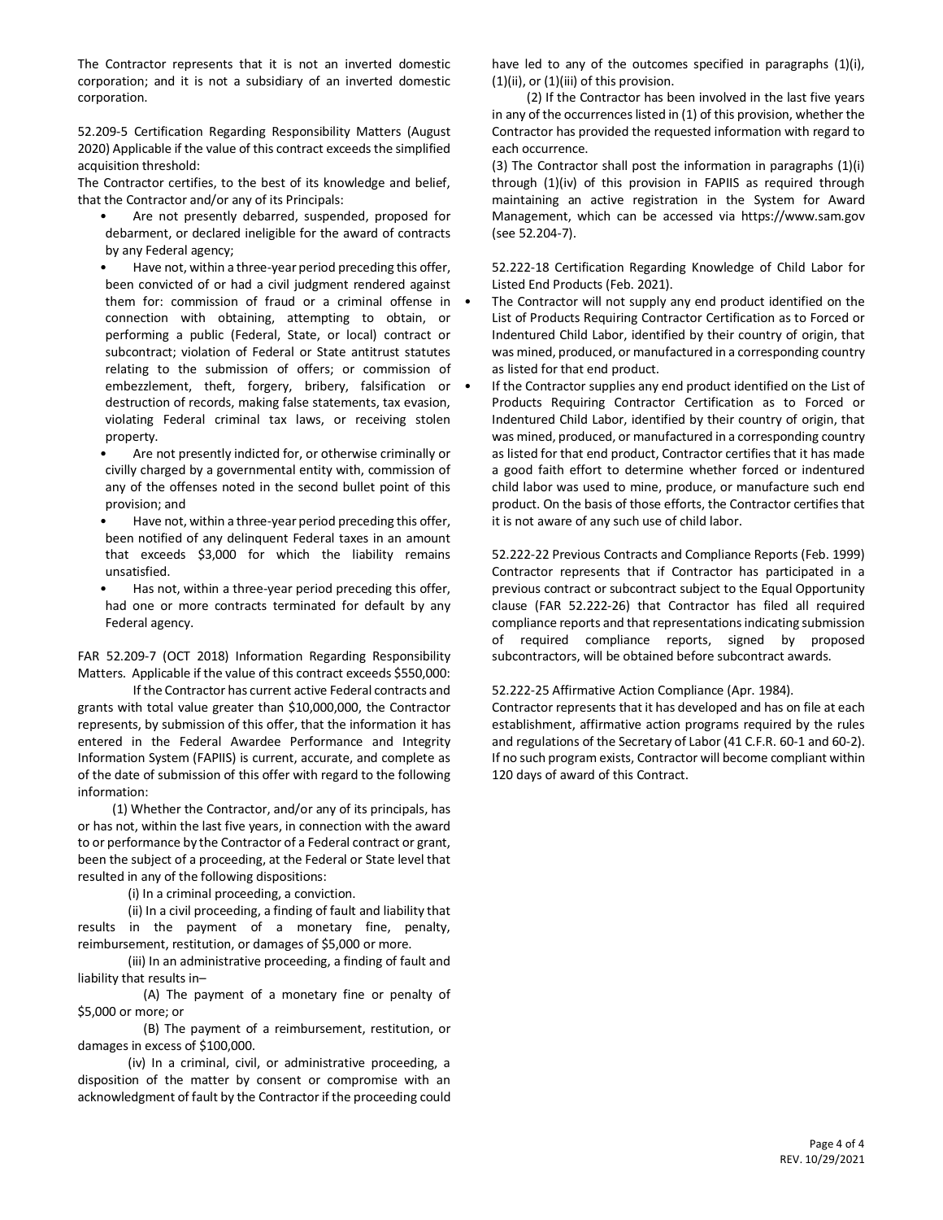The Contractor represents that it is not an inverted domestic corporation; and it is not a subsidiary of an inverted domestic corporation.

52.209-5 Certification Regarding Responsibility Matters (August 2020) Applicable if the value of this contract exceeds the simplified acquisition threshold:

The Contractor certifies, to the best of its knowledge and belief, that the Contractor and/or any of its Principals:

- Are not presently debarred, suspended, proposed for debarment, or declared ineligible for the award of contracts by any Federal agency;
- Have not, within a three-year period preceding this offer, been convicted of or had a civil judgment rendered against them for: commission of fraud or a criminal offense in connection with obtaining, attempting to obtain, or performing a public (Federal, State, or local) contract or subcontract; violation of Federal or State antitrust statutes relating to the submission of offers; or commission of embezzlement, theft, forgery, bribery, falsification or destruction of records, making false statements, tax evasion, violating Federal criminal tax laws, or receiving stolen property.
- Are not presently indicted for, or otherwise criminally or civilly charged by a governmental entity with, commission of any of the offenses noted in the second bullet point of this provision; and
- Have not, within a three-year period preceding this offer, been notified of any delinquent Federal taxes in an amount that exceeds $3,000 for which the liability remains unsatisfied.
- Has not, within a three-year period preceding this offer, had one or more contracts terminated for default by any Federal agency.

FAR 52.209-7 (OCT 2018) Information Regarding Responsibility Matters. Applicable if the value of this contract exceeds $550,000:

If the Contractor has current active Federal contracts and grants with total value greater than $10,000,000, the Contractor represents, by submission of this offer, that the information it has entered in the Federal Awardee Performance and Integrity Information System (FAPIIS) is current, accurate, and complete as of the date of submission of this offer with regard to the following information:

(1) Whether the Contractor, and/or any of its principals, has or has not, within the last five years, in connection with the award to or performance by the Contractor of a Federal contract or grant, been the subject of a proceeding, at the Federal or State level that resulted in any of the following dispositions:

(i) In a criminal proceeding, a conviction.

(ii) In a civil proceeding, a finding of fault and liability that results in the payment of a monetary fine, penalty, reimbursement, restitution, or damages of $5,000 or more.

(iii) In an administrative proceeding, a finding of fault and liability that results in–

(A) The payment of a monetary fine or penalty of $5,000 or more; or

(B) The payment of a reimbursement, restitution, or damages in excess of $100,000.

(iv) In a criminal, civil, or administrative proceeding, a disposition of the matter by consent or compromise with an acknowledgment of fault by the Contractor if the proceeding could have led to any of the outcomes specified in paragraphs (1)(i), (1)(ii), or (1)(iii) of this provision.

(2) If the Contractor has been involved in the last five years in any of the occurrences listed in (1) of this provision, whether the Contractor has provided the requested information with regard to each occurrence.

(3) The Contractor shall post the information in paragraphs (1)(i) through (1)(iv) of this provision in FAPIIS as required through maintaining an active registration in the System for Award Management, which can be accessed via https://www.sam.gov (see 52.204-7).

52.222-18 Certification Regarding Knowledge of Child Labor for Listed End Products (Feb. 2021).

- The Contractor will not supply any end product identified on the List of Products Requiring Contractor Certification as to Forced or Indentured Child Labor, identified by their country of origin, that was mined, produced, or manufactured in a corresponding country as listed for that end product.
- If the Contractor supplies any end product identified on the List of Products Requiring Contractor Certification as to Forced or Indentured Child Labor, identified by their country of origin, that was mined, produced, or manufactured in a corresponding country as listed for that end product, Contractor certifies that it has made a good faith effort to determine whether forced or indentured child labor was used to mine, produce, or manufacture such end product. On the basis of those efforts, the Contractor certifies that it is not aware of any such use of child labor.

52.222-22 Previous Contracts and Compliance Reports (Feb. 1999) Contractor represents that if Contractor has participated in a previous contract or subcontract subject to the Equal Opportunity clause (FAR 52.222-26) that Contractor has filed all required compliance reports and that representations indicating submission of required compliance reports, signed by proposed subcontractors, will be obtained before subcontract awards.

52.222-25 Affirmative Action Compliance (Apr. 1984).

Contractor represents that it has developed and has on file at each establishment, affirmative action programs required by the rules and regulations of the Secretary of Labor (41 C.F.R. 60-1 and 60-2). If no such program exists, Contractor will become compliant within 120 days of award of this Contract.

REV. 10/29/2021